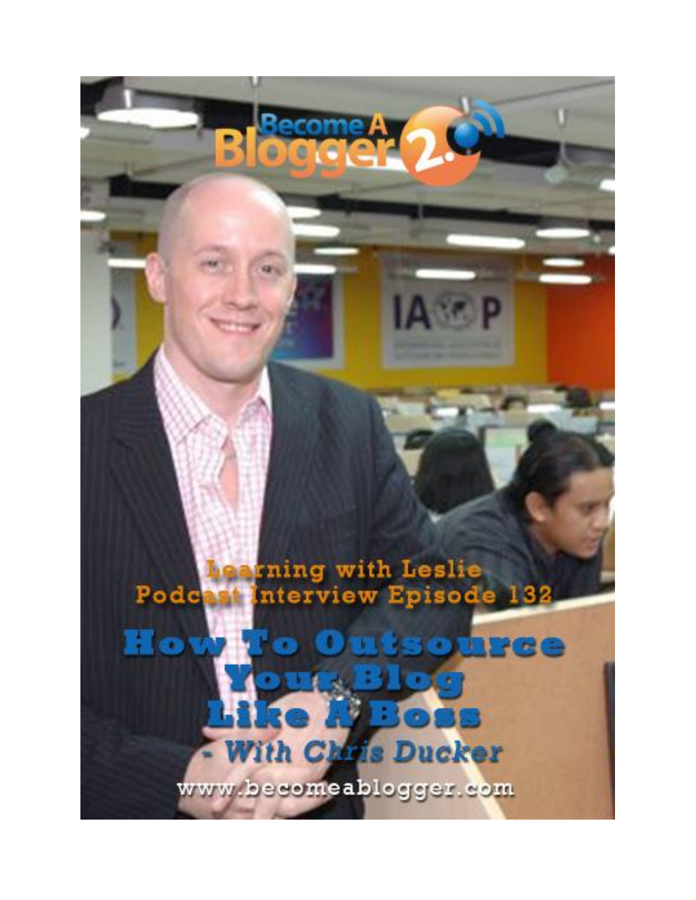Become A Blogger 2.0

Learning with Leslie
Podcast Interview Episode 132

# How To Outsource Your Blog Like A Boss

*- With Chris Ducker*

www.becomeablogger.com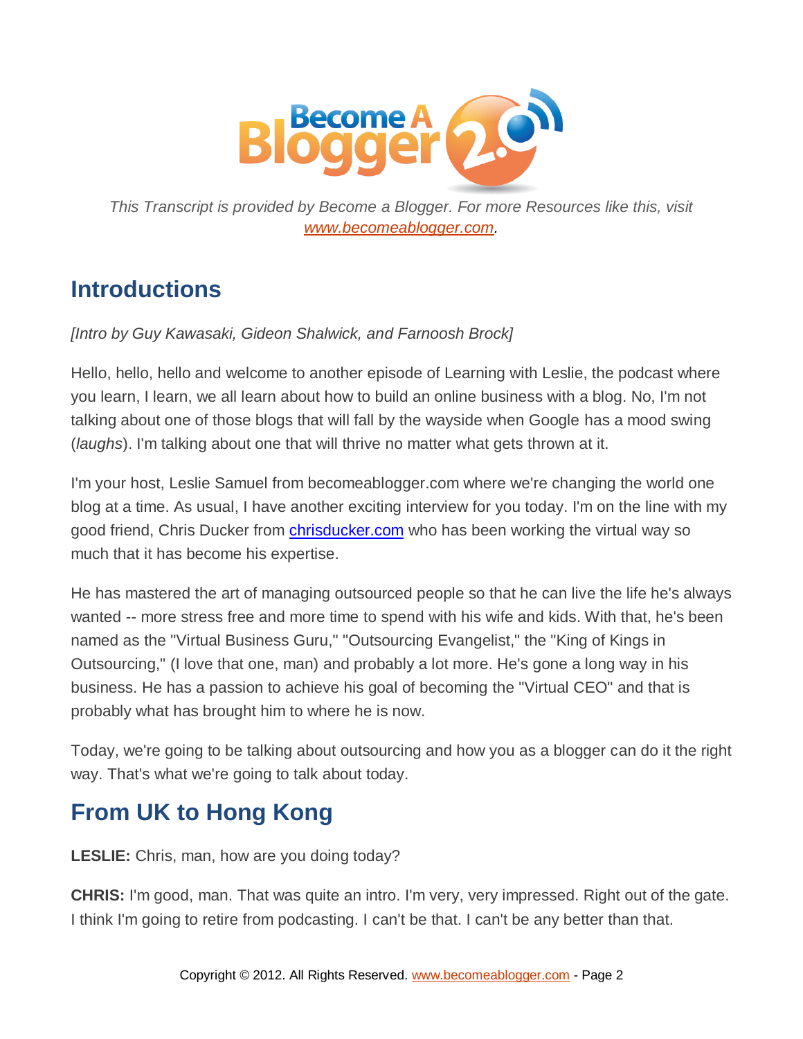*This Transcript is provided by Become a Blogger. For more Resources like this, visit [www.becomeablogger.com](http://www.becomeablogger.com).*

## Introductions

*[Intro by Guy Kawasaki, Gideon Shalwick, and Farnoosh Brock]*

Hello, hello, hello and welcome to another episode of Learning with Leslie, the podcast where you learn, I learn, we all learn about how to build an online business with a blog. No, I'm not talking about one of those blogs that will fall by the wayside when Google has a mood swing (*laughs*). I'm talking about one that will thrive no matter what gets thrown at it.

I'm your host, Leslie Samuel from becomeablogger.com where we're changing the world one blog at a time. As usual, I have another exciting interview for you today. I'm on the line with my good friend, Chris Ducker from [chrisducker.com](http://chrisducker.com) who has been working the virtual way so much that it has become his expertise.

He has mastered the art of managing outsourced people so that he can live the life he's always wanted -- more stress free and more time to spend with his wife and kids. With that, he's been named as the "Virtual Business Guru," "Outsourcing Evangelist," the "King of Kings in Outsourcing," (I love that one, man) and probably a lot more. He's gone a long way in his business. He has a passion to achieve his goal of becoming the "Virtual CEO" and that is probably what has brought him to where he is now.

Today, we're going to be talking about outsourcing and how you as a blogger can do it the right way. That's what we're going to talk about today.

## From UK to Hong Kong

**LESLIE:** Chris, man, how are you doing today?

**CHRIS:** I'm good, man. That was quite an intro. I'm very, very impressed. Right out of the gate. I think I'm going to retire from podcasting. I can't be that. I can't be any better than that.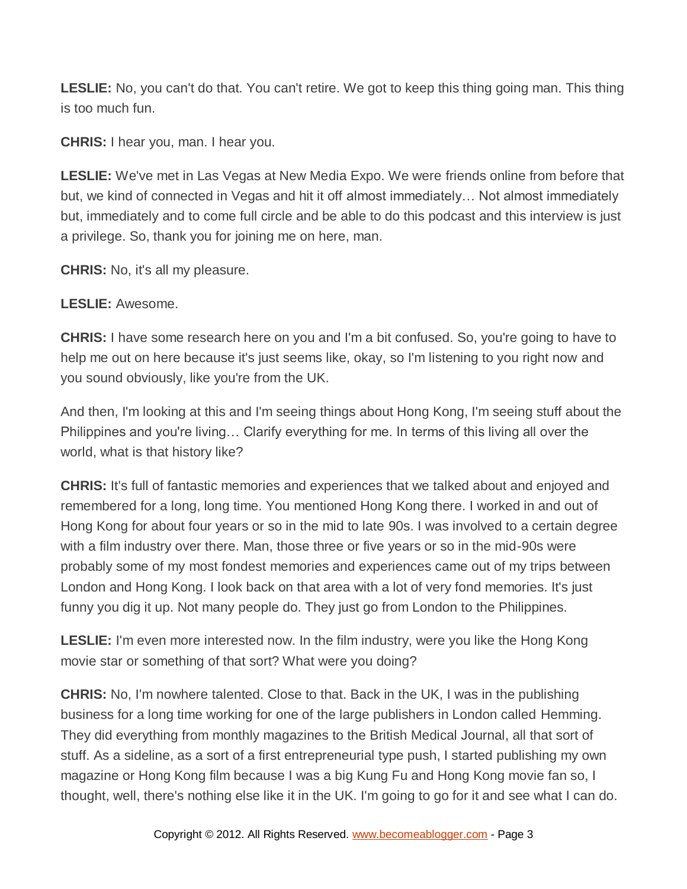**LESLIE:** No, you can't do that. You can't retire. We got to keep this thing going man. This thing is too much fun.

**CHRIS:** I hear you, man. I hear you.

**LESLIE:** We've met in Las Vegas at New Media Expo. We were friends online from before that but, we kind of connected in Vegas and hit it off almost immediately… Not almost immediately but, immediately and to come full circle and be able to do this podcast and this interview is just a privilege. So, thank you for joining me on here, man.

**CHRIS:** No, it's all my pleasure.

**LESLIE:** Awesome.

**CHRIS:** I have some research here on you and I'm a bit confused. So, you're going to have to help me out on here because it's just seems like, okay, so I'm listening to you right now and you sound obviously, like you're from the UK.

And then, I'm looking at this and I'm seeing things about Hong Kong, I'm seeing stuff about the Philippines and you're living… Clarify everything for me. In terms of this living all over the world, what is that history like?

**CHRIS:** It's full of fantastic memories and experiences that we talked about and enjoyed and remembered for a long, long time. You mentioned Hong Kong there. I worked in and out of Hong Kong for about four years or so in the mid to late 90s. I was involved to a certain degree with a film industry over there. Man, those three or five years or so in the mid-90s were probably some of my most fondest memories and experiences came out of my trips between London and Hong Kong. I look back on that area with a lot of very fond memories. It's just funny you dig it up. Not many people do. They just go from London to the Philippines.

**LESLIE:** I'm even more interested now. In the film industry, were you like the Hong Kong movie star or something of that sort? What were you doing?

**CHRIS:** No, I'm nowhere talented. Close to that. Back in the UK, I was in the publishing business for a long time working for one of the large publishers in London called Hemming. They did everything from monthly magazines to the British Medical Journal, all that sort of stuff. As a sideline, as a sort of a first entrepreneurial type push, I started publishing my own magazine or Hong Kong film because I was a big Kung Fu and Hong Kong movie fan so, I thought, well, there's nothing else like it in the UK. I'm going to go for it and see what I can do.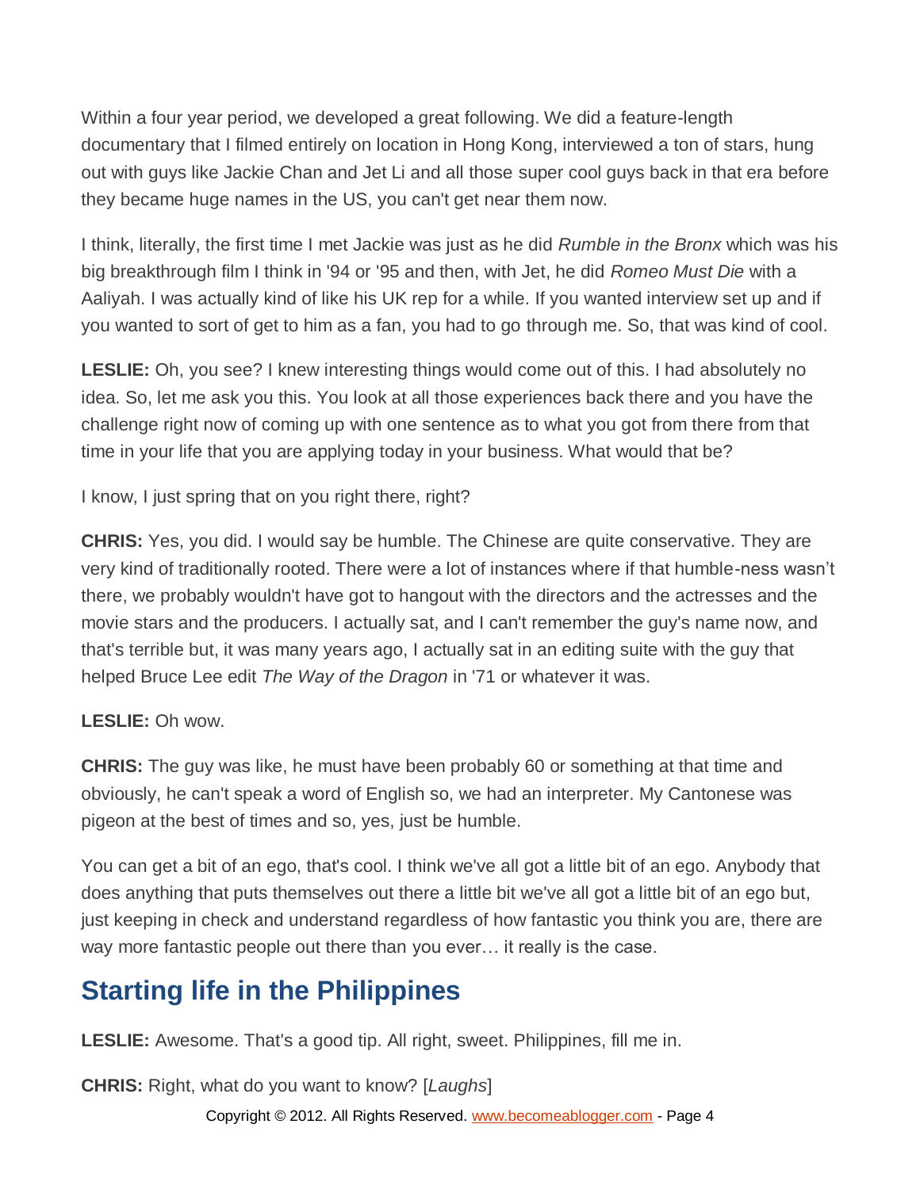Within a four year period, we developed a great following. We did a feature-length documentary that I filmed entirely on location in Hong Kong, interviewed a ton of stars, hung out with guys like Jackie Chan and Jet Li and all those super cool guys back in that era before they became huge names in the US, you can't get near them now.

I think, literally, the first time I met Jackie was just as he did *Rumble in the Bronx* which was his big breakthrough film I think in '94 or '95 and then, with Jet, he did *Romeo Must Die* with a Aaliyah. I was actually kind of like his UK rep for a while. If you wanted interview set up and if you wanted to sort of get to him as a fan, you had to go through me. So, that was kind of cool.

**LESLIE:** Oh, you see? I knew interesting things would come out of this. I had absolutely no idea. So, let me ask you this. You look at all those experiences back there and you have the challenge right now of coming up with one sentence as to what you got from there from that time in your life that you are applying today in your business. What would that be?

I know, I just spring that on you right there, right?

**CHRIS:** Yes, you did. I would say be humble. The Chinese are quite conservative. They are very kind of traditionally rooted. There were a lot of instances where if that humble-ness wasn't there, we probably wouldn't have got to hangout with the directors and the actresses and the movie stars and the producers. I actually sat, and I can't remember the guy's name now, and that's terrible but, it was many years ago, I actually sat in an editing suite with the guy that helped Bruce Lee edit *The Way of the Dragon* in '71 or whatever it was.

**LESLIE:** Oh wow.

**CHRIS:** The guy was like, he must have been probably 60 or something at that time and obviously, he can't speak a word of English so, we had an interpreter. My Cantonese was pigeon at the best of times and so, yes, just be humble.

You can get a bit of an ego, that's cool. I think we've all got a little bit of an ego. Anybody that does anything that puts themselves out there a little bit we've all got a little bit of an ego but, just keeping in check and understand regardless of how fantastic you think you are, there are way more fantastic people out there than you ever… it really is the case.

## Starting life in the Philippines

**LESLIE:** Awesome. That's a good tip. All right, sweet. Philippines, fill me in.

**CHRIS:** Right, what do you want to know? [*Laughs*]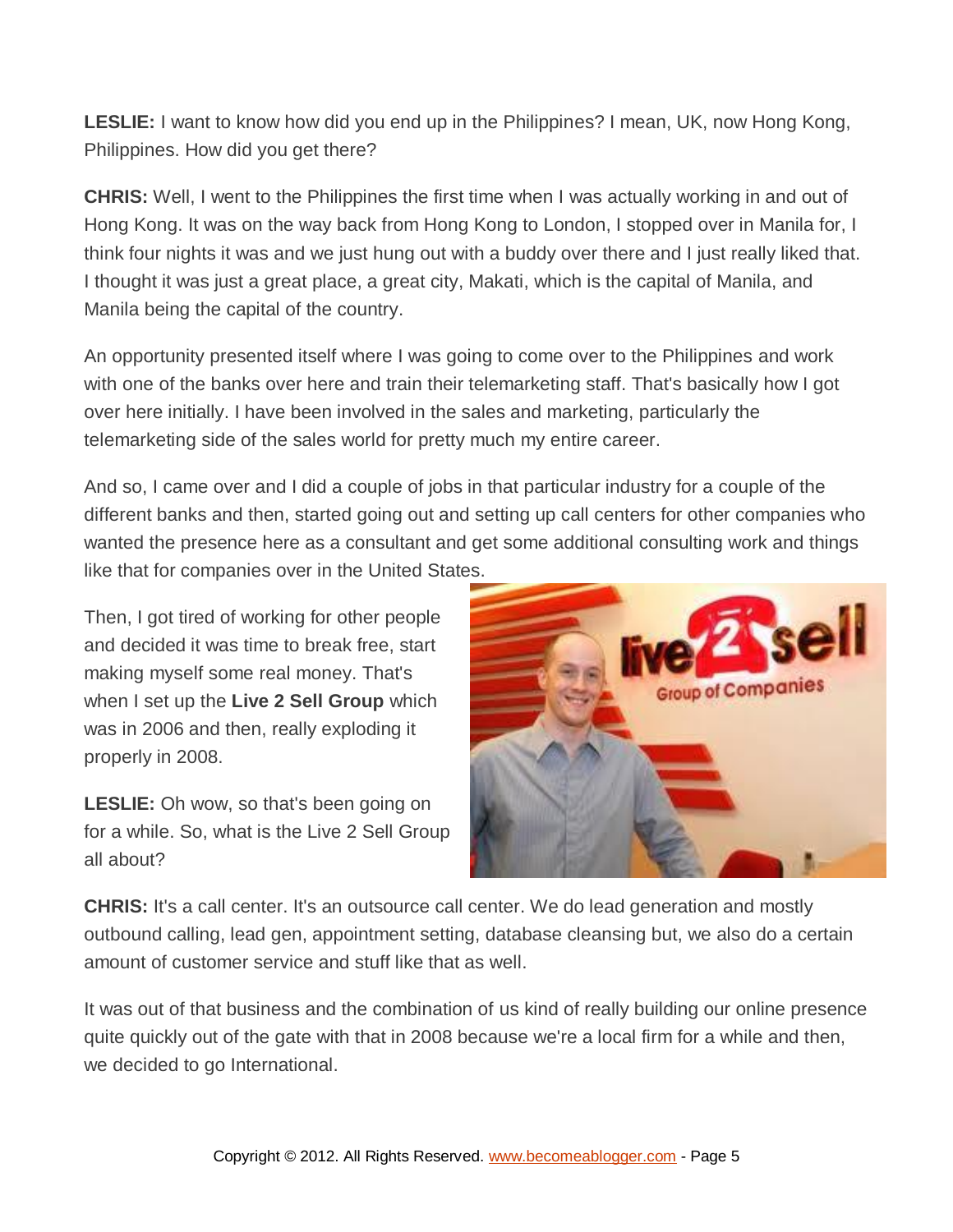**LESLIE:** I want to know how did you end up in the Philippines? I mean, UK, now Hong Kong, Philippines. How did you get there?

**CHRIS:** Well, I went to the Philippines the first time when I was actually working in and out of Hong Kong. It was on the way back from Hong Kong to London, I stopped over in Manila for, I think four nights it was and we just hung out with a buddy over there and I just really liked that. I thought it was just a great place, a great city, Makati, which is the capital of Manila, and Manila being the capital of the country.

An opportunity presented itself where I was going to come over to the Philippines and work with one of the banks over here and train their telemarketing staff. That's basically how I got over here initially. I have been involved in the sales and marketing, particularly the telemarketing side of the sales world for pretty much my entire career.

And so, I came over and I did a couple of jobs in that particular industry for a couple of the different banks and then, started going out and setting up call centers for other companies who wanted the presence here as a consultant and get some additional consulting work and things like that for companies over in the United States.

Then, I got tired of working for other people and decided it was time to break free, start making myself some real money. That's when I set up the **Live 2 Sell Group** which was in 2006 and then, really exploding it properly in 2008.

**LESLIE:** Oh wow, so that's been going on for a while. So, what is the Live 2 Sell Group all about?

**CHRIS:** It's a call center. It's an outsource call center. We do lead generation and mostly outbound calling, lead gen, appointment setting, database cleansing but, we also do a certain amount of customer service and stuff like that as well.

It was out of that business and the combination of us kind of really building our online presence quite quickly out of the gate with that in 2008 because we're a local firm for a while and then, we decided to go International.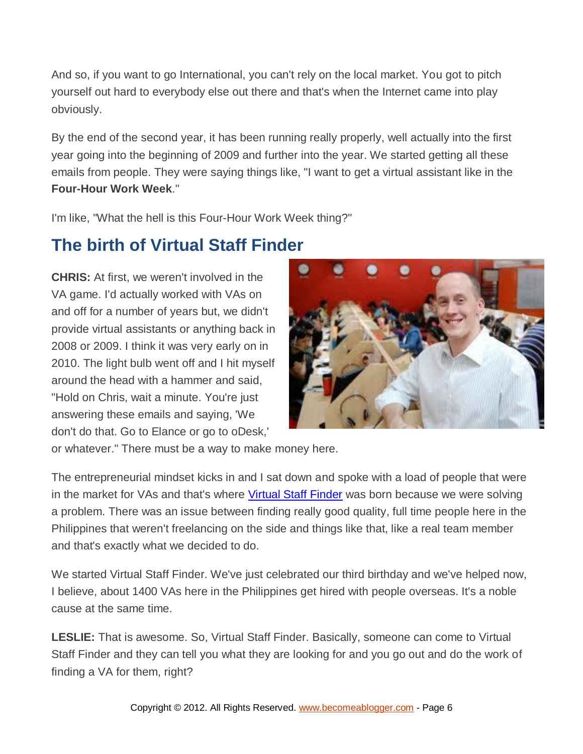And so, if you want to go International, you can't rely on the local market. You got to pitch yourself out hard to everybody else out there and that's when the Internet came into play obviously.

By the end of the second year, it has been running really properly, well actually into the first year going into the beginning of 2009 and further into the year. We started getting all these emails from people. They were saying things like, "I want to get a virtual assistant like in the **Four-Hour Work Week**."

I'm like, "What the hell is this Four-Hour Work Week thing?"

## The birth of Virtual Staff Finder

**CHRIS:** At first, we weren't involved in the VA game. I'd actually worked with VAs on and off for a number of years but, we didn't provide virtual assistants or anything back in 2008 or 2009. I think it was very early on in 2010. The light bulb went off and I hit myself around the head with a hammer and said, "Hold on Chris, wait a minute. You're just answering these emails and saying, 'We don't do that. Go to Elance or go to oDesk,' or whatever." There must be a way to make money here.

The entrepreneurial mindset kicks in and I sat down and spoke with a load of people that were in the market for VAs and that's where Virtual Staff Finder was born because we were solving a problem. There was an issue between finding really good quality, full time people here in the Philippines that weren't freelancing on the side and things like that, like a real team member and that's exactly what we decided to do.

We started Virtual Staff Finder. We've just celebrated our third birthday and we've helped now, I believe, about 1400 VAs here in the Philippines get hired with people overseas. It's a noble cause at the same time.

**LESLIE:** That is awesome. So, Virtual Staff Finder. Basically, someone can come to Virtual Staff Finder and they can tell you what they are looking for and you go out and do the work of finding a VA for them, right?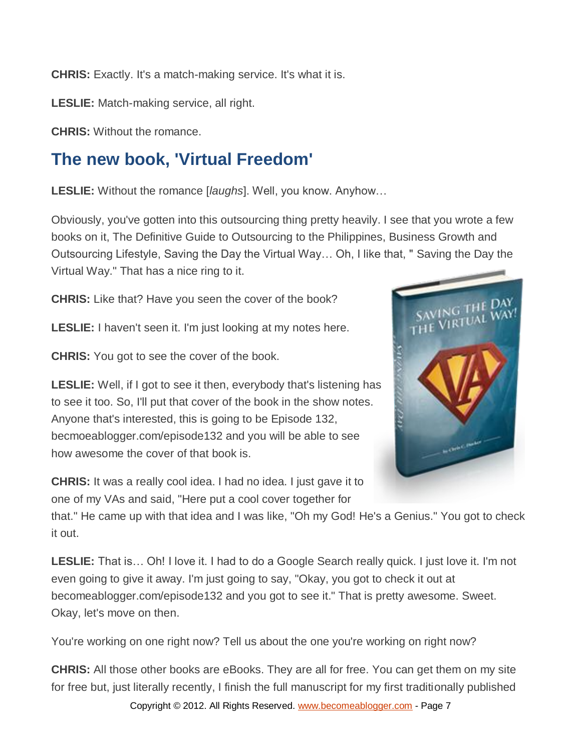**CHRIS:** Exactly. It's a match-making service. It's what it is.

**LESLIE:** Match-making service, all right.

**CHRIS:** Without the romance.

## The new book, 'Virtual Freedom'

**LESLIE:** Without the romance [*laughs*]. Well, you know. Anyhow…

Obviously, you've gotten into this outsourcing thing pretty heavily. I see that you wrote a few books on it, The Definitive Guide to Outsourcing to the Philippines, Business Growth and Outsourcing Lifestyle, Saving the Day the Virtual Way… Oh, I like that, " Saving the Day the Virtual Way." That has a nice ring to it.

**CHRIS:** Like that? Have you seen the cover of the book?

**LESLIE:** I haven't seen it. I'm just looking at my notes here.

**CHRIS:** You got to see the cover of the book.

**LESLIE:** Well, if I got to see it then, everybody that's listening has to see it too. So, I'll put that cover of the book in the show notes. Anyone that's interested, this is going to be Episode 132, becmoeablogger.com/episode132 and you will be able to see how awesome the cover of that book is.

**CHRIS:** It was a really cool idea. I had no idea. I just gave it to one of my VAs and said, "Here put a cool cover together for that." He came up with that idea and I was like, "Oh my God! He's a Genius." You got to check it out.

**LESLIE:** That is… Oh! I love it. I had to do a Google Search really quick. I just love it. I'm not even going to give it away. I'm just going to say, "Okay, you got to check it out at becomeablogger.com/episode132 and you got to see it." That is pretty awesome. Sweet. Okay, let's move on then.

You're working on one right now? Tell us about the one you're working on right now?

**CHRIS:** All those other books are eBooks. They are all for free. You can get them on my site for free but, just literally recently, I finish the full manuscript for my first traditionally published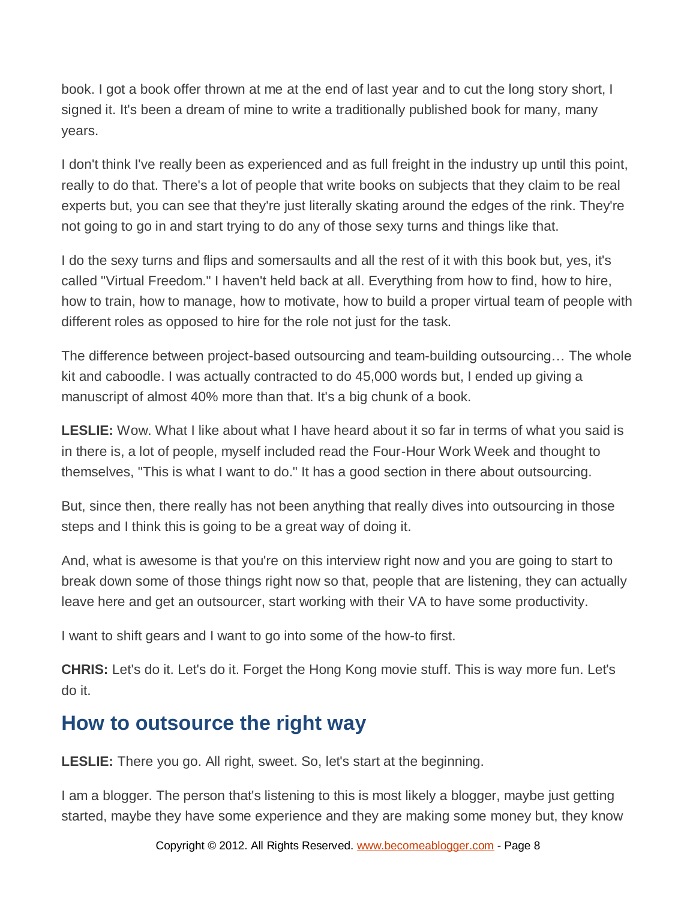book. I got a book offer thrown at me at the end of last year and to cut the long story short, I signed it. It's been a dream of mine to write a traditionally published book for many, many years.

I don't think I've really been as experienced and as full freight in the industry up until this point, really to do that. There's a lot of people that write books on subjects that they claim to be real experts but, you can see that they're just literally skating around the edges of the rink. They're not going to go in and start trying to do any of those sexy turns and things like that.

I do the sexy turns and flips and somersaults and all the rest of it with this book but, yes, it's called "Virtual Freedom." I haven't held back at all. Everything from how to find, how to hire, how to train, how to manage, how to motivate, how to build a proper virtual team of people with different roles as opposed to hire for the role not just for the task.

The difference between project-based outsourcing and team-building outsourcing… The whole kit and caboodle. I was actually contracted to do 45,000 words but, I ended up giving a manuscript of almost 40% more than that. It's a big chunk of a book.

**LESLIE:** Wow. What I like about what I have heard about it so far in terms of what you said is in there is, a lot of people, myself included read the Four-Hour Work Week and thought to themselves, "This is what I want to do." It has a good section in there about outsourcing.

But, since then, there really has not been anything that really dives into outsourcing in those steps and I think this is going to be a great way of doing it.

And, what is awesome is that you're on this interview right now and you are going to start to break down some of those things right now so that, people that are listening, they can actually leave here and get an outsourcer, start working with their VA to have some productivity.

I want to shift gears and I want to go into some of the how-to first.

**CHRIS:** Let's do it. Let's do it. Forget the Hong Kong movie stuff. This is way more fun. Let's do it.

## How to outsource the right way

**LESLIE:** There you go. All right, sweet. So, let's start at the beginning.

I am a blogger. The person that's listening to this is most likely a blogger, maybe just getting started, maybe they have some experience and they are making some money but, they know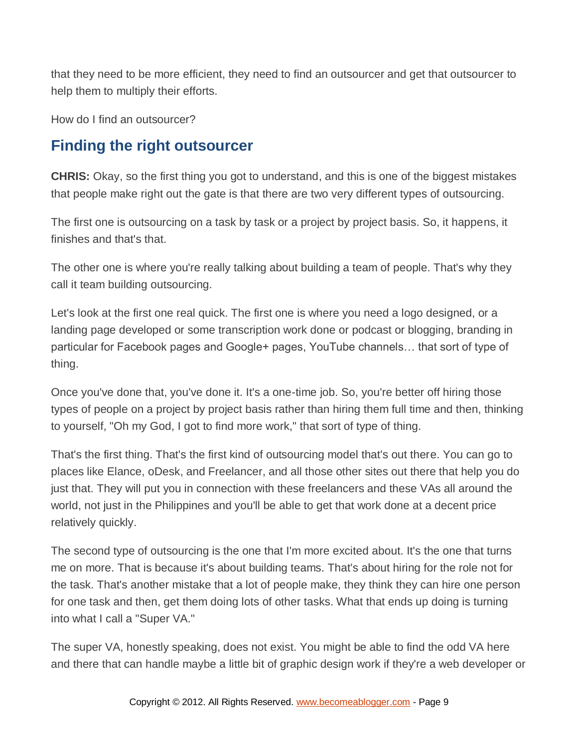that they need to be more efficient, they need to find an outsourcer and get that outsourcer to help them to multiply their efforts.

How do I find an outsourcer?

## Finding the right outsourcer

**CHRIS:** Okay, so the first thing you got to understand, and this is one of the biggest mistakes that people make right out the gate is that there are two very different types of outsourcing.

The first one is outsourcing on a task by task or a project by project basis. So, it happens, it finishes and that's that.

The other one is where you're really talking about building a team of people. That's why they call it team building outsourcing.

Let's look at the first one real quick. The first one is where you need a logo designed, or a landing page developed or some transcription work done or podcast or blogging, branding in particular for Facebook pages and Google+ pages, YouTube channels… that sort of type of thing.

Once you've done that, you've done it. It's a one-time job. So, you're better off hiring those types of people on a project by project basis rather than hiring them full time and then, thinking to yourself, "Oh my God, I got to find more work," that sort of type of thing.

That's the first thing. That's the first kind of outsourcing model that's out there. You can go to places like Elance, oDesk, and Freelancer, and all those other sites out there that help you do just that. They will put you in connection with these freelancers and these VAs all around the world, not just in the Philippines and you'll be able to get that work done at a decent price relatively quickly.

The second type of outsourcing is the one that I'm more excited about. It's the one that turns me on more. That is because it's about building teams. That's about hiring for the role not for the task. That's another mistake that a lot of people make, they think they can hire one person for one task and then, get them doing lots of other tasks. What that ends up doing is turning into what I call a "Super VA."

The super VA, honestly speaking, does not exist. You might be able to find the odd VA here and there that can handle maybe a little bit of graphic design work if they're a web developer or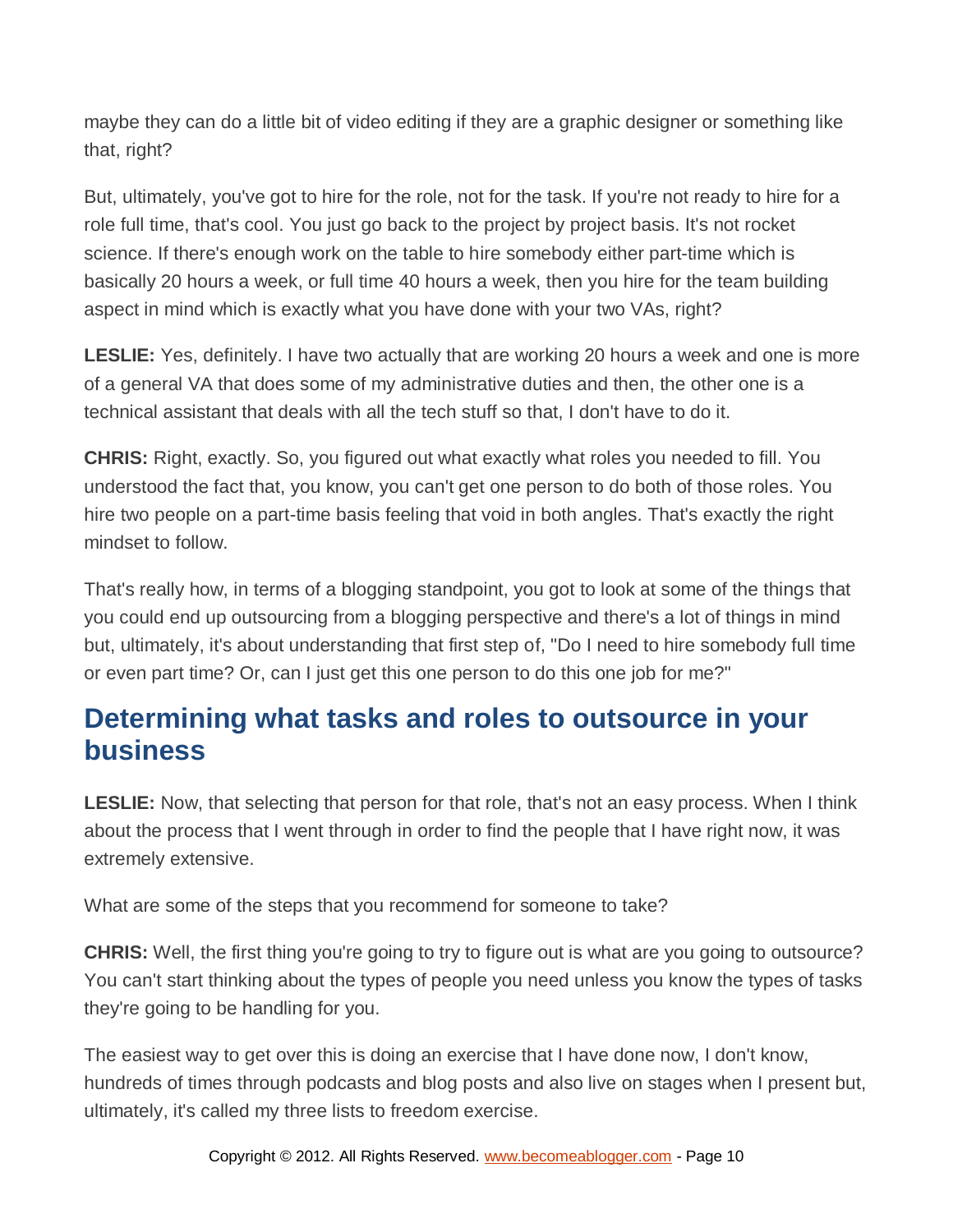maybe they can do a little bit of video editing if they are a graphic designer or something like that, right?

But, ultimately, you've got to hire for the role, not for the task. If you're not ready to hire for a role full time, that's cool. You just go back to the project by project basis. It's not rocket science. If there's enough work on the table to hire somebody either part-time which is basically 20 hours a week, or full time 40 hours a week, then you hire for the team building aspect in mind which is exactly what you have done with your two VAs, right?

**LESLIE:** Yes, definitely. I have two actually that are working 20 hours a week and one is more of a general VA that does some of my administrative duties and then, the other one is a technical assistant that deals with all the tech stuff so that, I don't have to do it.

**CHRIS:** Right, exactly. So, you figured out what exactly what roles you needed to fill. You understood the fact that, you know, you can't get one person to do both of those roles. You hire two people on a part-time basis feeling that void in both angles. That's exactly the right mindset to follow.

That's really how, in terms of a blogging standpoint, you got to look at some of the things that you could end up outsourcing from a blogging perspective and there's a lot of things in mind but, ultimately, it's about understanding that first step of, "Do I need to hire somebody full time or even part time? Or, can I just get this one person to do this one job for me?"

## Determining what tasks and roles to outsource in your business

**LESLIE:** Now, that selecting that person for that role, that's not an easy process. When I think about the process that I went through in order to find the people that I have right now, it was extremely extensive.

What are some of the steps that you recommend for someone to take?

**CHRIS:** Well, the first thing you're going to try to figure out is what are you going to outsource? You can't start thinking about the types of people you need unless you know the types of tasks they're going to be handling for you.

The easiest way to get over this is doing an exercise that I have done now, I don't know, hundreds of times through podcasts and blog posts and also live on stages when I present but, ultimately, it's called my three lists to freedom exercise.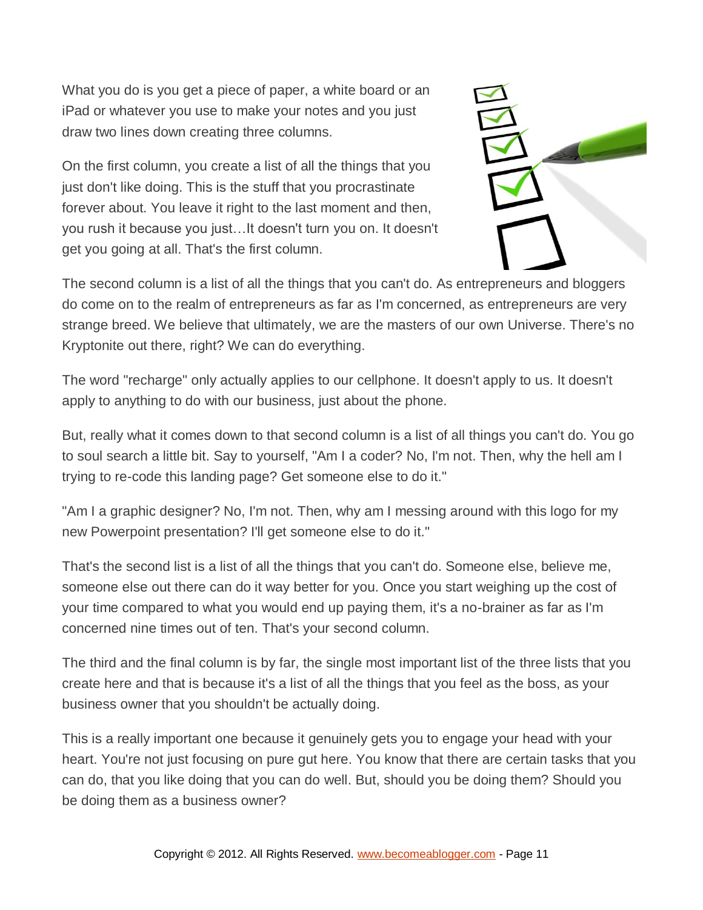What you do is you get a piece of paper, a white board or an iPad or whatever you use to make your notes and you just draw two lines down creating three columns.

On the first column, you create a list of all the things that you just don't like doing. This is the stuff that you procrastinate forever about. You leave it right to the last moment and then, you rush it because you just…It doesn't turn you on. It doesn't get you going at all. That's the first column.

The second column is a list of all the things that you can't do. As entrepreneurs and bloggers do come on to the realm of entrepreneurs as far as I'm concerned, as entrepreneurs are very strange breed. We believe that ultimately, we are the masters of our own Universe. There's no Kryptonite out there, right? We can do everything.

The word "recharge" only actually applies to our cellphone. It doesn't apply to us. It doesn't apply to anything to do with our business, just about the phone.

But, really what it comes down to that second column is a list of all things you can't do. You go to soul search a little bit. Say to yourself, "Am I a coder? No, I'm not. Then, why the hell am I trying to re-code this landing page? Get someone else to do it."

"Am I a graphic designer? No, I'm not. Then, why am I messing around with this logo for my new Powerpoint presentation? I'll get someone else to do it."

That's the second list is a list of all the things that you can't do. Someone else, believe me, someone else out there can do it way better for you. Once you start weighing up the cost of your time compared to what you would end up paying them, it's a no-brainer as far as I'm concerned nine times out of ten. That's your second column.

The third and the final column is by far, the single most important list of the three lists that you create here and that is because it's a list of all the things that you feel as the boss, as your business owner that you shouldn't be actually doing.

This is a really important one because it genuinely gets you to engage your head with your heart. You're not just focusing on pure gut here. You know that there are certain tasks that you can do, that you like doing that you can do well. But, should you be doing them? Should you be doing them as a business owner?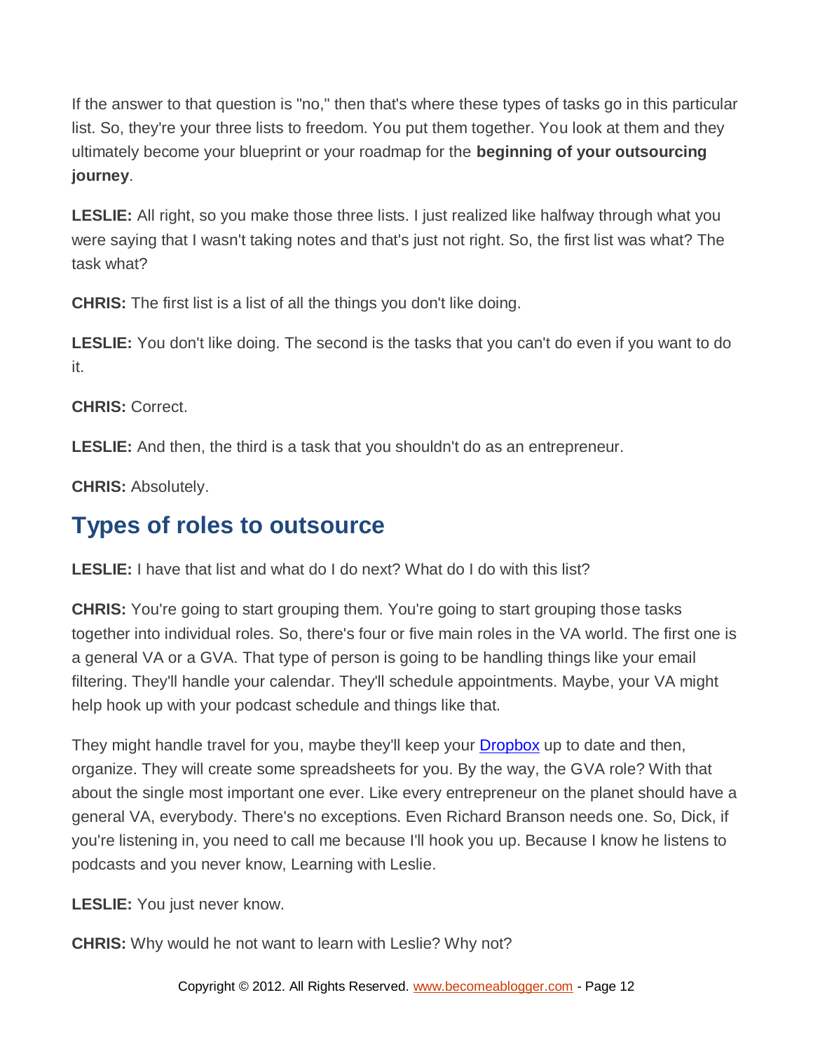If the answer to that question is "no," then that's where these types of tasks go in this particular list. So, they're your three lists to freedom. You put them together. You look at them and they ultimately become your blueprint or your roadmap for the **beginning of your outsourcing journey**.

**LESLIE:** All right, so you make those three lists. I just realized like halfway through what you were saying that I wasn't taking notes and that's just not right. So, the first list was what? The task what?

**CHRIS:** The first list is a list of all the things you don't like doing.

**LESLIE:** You don't like doing. The second is the tasks that you can't do even if you want to do it.

**CHRIS:** Correct.

**LESLIE:** And then, the third is a task that you shouldn't do as an entrepreneur.

**CHRIS:** Absolutely.

## Types of roles to outsource

**LESLIE:** I have that list and what do I do next? What do I do with this list?

**CHRIS:** You're going to start grouping them. You're going to start grouping those tasks together into individual roles. So, there's four or five main roles in the VA world. The first one is a general VA or a GVA. That type of person is going to be handling things like your email filtering. They'll handle your calendar. They'll schedule appointments. Maybe, your VA might help hook up with your podcast schedule and things like that.

They might handle travel for you, maybe they'll keep your [Dropbox] up to date and then, organize. They will create some spreadsheets for you. By the way, the GVA role? With that about the single most important one ever. Like every entrepreneur on the planet should have a general VA, everybody. There's no exceptions. Even Richard Branson needs one. So, Dick, if you're listening in, you need to call me because I'll hook you up. Because I know he listens to podcasts and you never know, Learning with Leslie.

**LESLIE:** You just never know.

**CHRIS:** Why would he not want to learn with Leslie? Why not?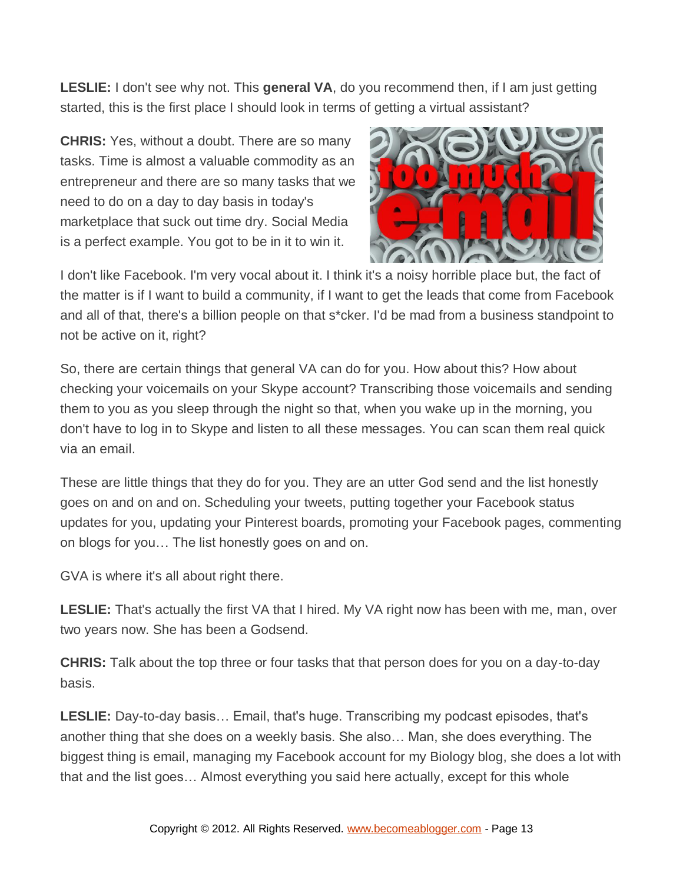**LESLIE:** I don't see why not. This **general VA**, do you recommend then, if I am just getting started, this is the first place I should look in terms of getting a virtual assistant?

**CHRIS:** Yes, without a doubt. There are so many tasks. Time is almost a valuable commodity as an entrepreneur and there are so many tasks that we need to do on a day to day basis in today's marketplace that suck out time dry. Social Media is a perfect example. You got to be in it to win it.

I don't like Facebook. I'm very vocal about it. I think it's a noisy horrible place but, the fact of the matter is if I want to build a community, if I want to get the leads that come from Facebook and all of that, there's a billion people on that s*cker. I'd be mad from a business standpoint to not be active on it, right?

So, there are certain things that general VA can do for you. How about this? How about checking your voicemails on your Skype account? Transcribing those voicemails and sending them to you as you sleep through the night so that, when you wake up in the morning, you don't have to log in to Skype and listen to all these messages. You can scan them real quick via an email.

These are little things that they do for you. They are an utter God send and the list honestly goes on and on and on. Scheduling your tweets, putting together your Facebook status updates for you, updating your Pinterest boards, promoting your Facebook pages, commenting on blogs for you… The list honestly goes on and on.

GVA is where it's all about right there.

**LESLIE:** That's actually the first VA that I hired. My VA right now has been with me, man, over two years now. She has been a Godsend.

**CHRIS:** Talk about the top three or four tasks that that person does for you on a day-to-day basis.

**LESLIE:** Day-to-day basis… Email, that's huge. Transcribing my podcast episodes, that's another thing that she does on a weekly basis. She also… Man, she does everything. The biggest thing is email, managing my Facebook account for my Biology blog, she does a lot with that and the list goes… Almost everything you said here actually, except for this whole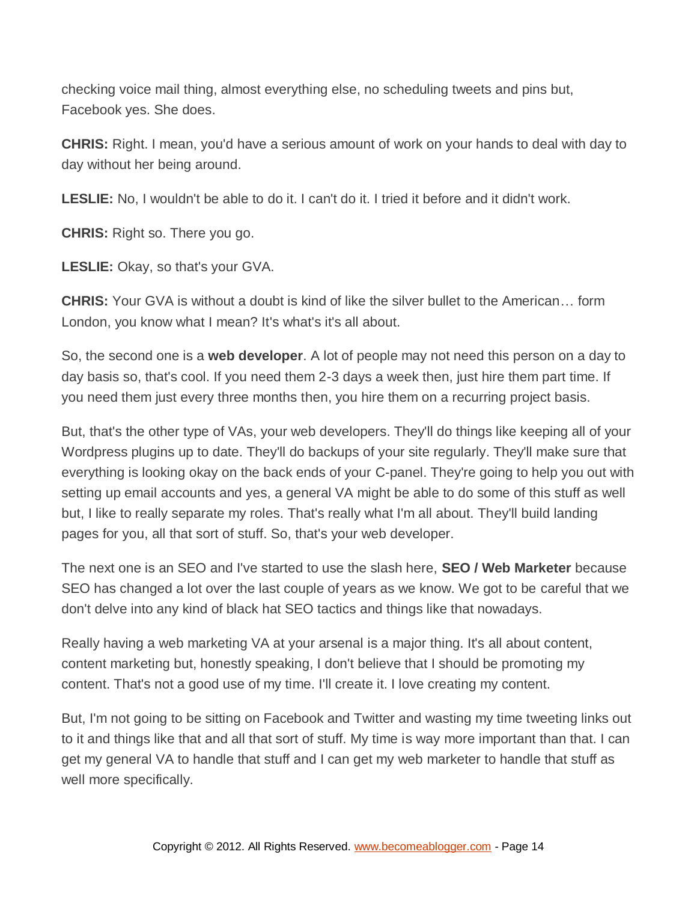checking voice mail thing, almost everything else, no scheduling tweets and pins but, Facebook yes. She does.

**CHRIS:** Right. I mean, you'd have a serious amount of work on your hands to deal with day to day without her being around.

**LESLIE:** No, I wouldn't be able to do it. I can't do it. I tried it before and it didn't work.

**CHRIS:** Right so. There you go.

**LESLIE:** Okay, so that's your GVA.

**CHRIS:** Your GVA is without a doubt is kind of like the silver bullet to the American… form London, you know what I mean? It's what's it's all about.

So, the second one is a **web developer**. A lot of people may not need this person on a day to day basis so, that's cool. If you need them 2-3 days a week then, just hire them part time. If you need them just every three months then, you hire them on a recurring project basis.

But, that's the other type of VAs, your web developers. They'll do things like keeping all of your Wordpress plugins up to date. They'll do backups of your site regularly. They'll make sure that everything is looking okay on the back ends of your C-panel. They're going to help you out with setting up email accounts and yes, a general VA might be able to do some of this stuff as well but, I like to really separate my roles. That's really what I'm all about. They'll build landing pages for you, all that sort of stuff. So, that's your web developer.

The next one is an SEO and I've started to use the slash here, **SEO / Web Marketer** because SEO has changed a lot over the last couple of years as we know. We got to be careful that we don't delve into any kind of black hat SEO tactics and things like that nowadays.

Really having a web marketing VA at your arsenal is a major thing. It's all about content, content marketing but, honestly speaking, I don't believe that I should be promoting my content. That's not a good use of my time. I'll create it. I love creating my content.

But, I'm not going to be sitting on Facebook and Twitter and wasting my time tweeting links out to it and things like that and all that sort of stuff. My time is way more important than that. I can get my general VA to handle that stuff and I can get my web marketer to handle that stuff as well more specifically.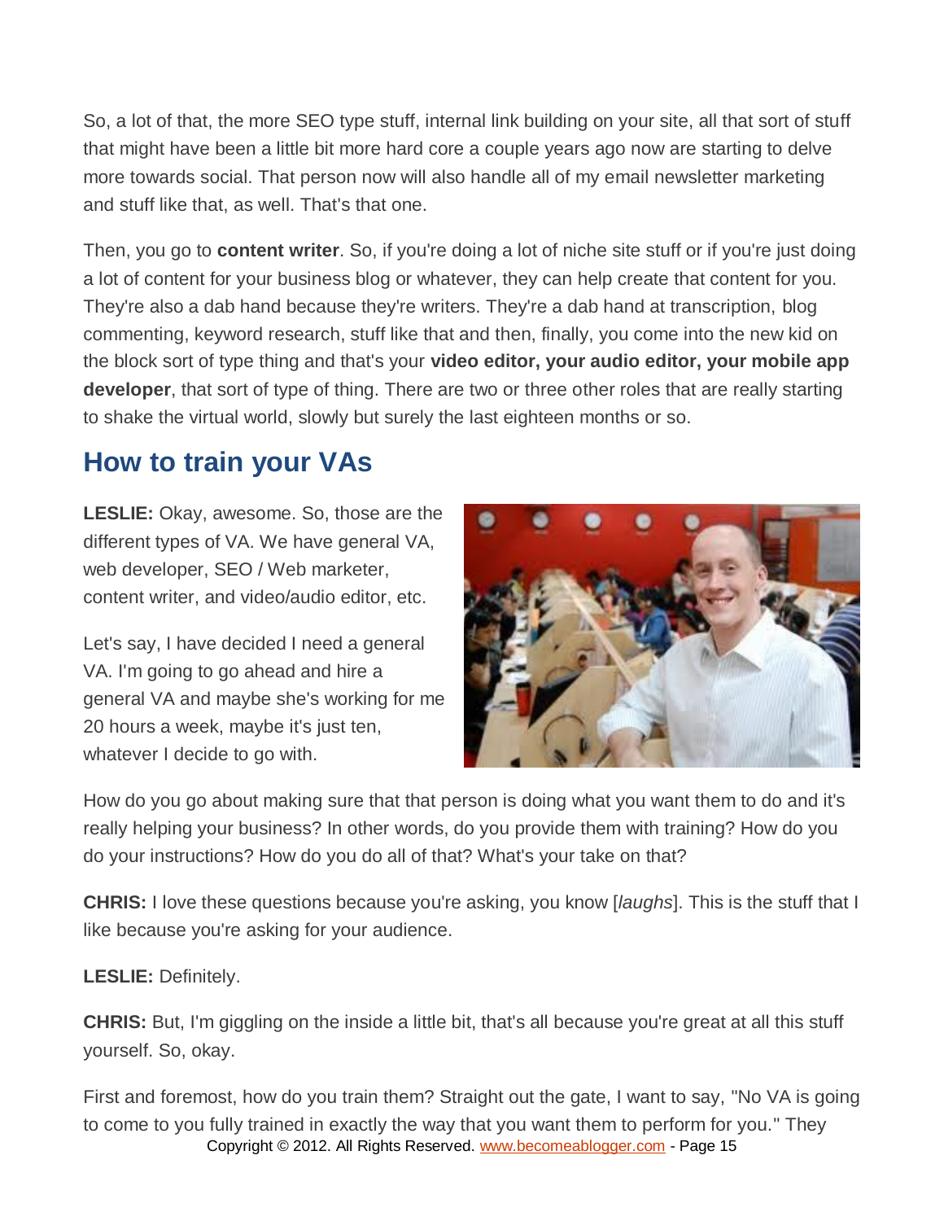So, a lot of that, the more SEO type stuff, internal link building on your site, all that sort of stuff that might have been a little bit more hard core a couple years ago now are starting to delve more towards social. That person now will also handle all of my email newsletter marketing and stuff like that, as well. That's that one.

Then, you go to **content writer**. So, if you're doing a lot of niche site stuff or if you're just doing a lot of content for your business blog or whatever, they can help create that content for you. They're also a dab hand because they're writers. They're a dab hand at transcription, blog commenting, keyword research, stuff like that and then, finally, you come into the new kid on the block sort of type thing and that's your **video editor, your audio editor, your mobile app developer**, that sort of type of thing. There are two or three other roles that are really starting to shake the virtual world, slowly but surely the last eighteen months or so.

## How to train your VAs

**LESLIE:** Okay, awesome. So, those are the different types of VA. We have general VA, web developer, SEO / Web marketer, content writer, and video/audio editor, etc.

Let's say, I have decided I need a general VA. I'm going to go ahead and hire a general VA and maybe she's working for me 20 hours a week, maybe it's just ten, whatever I decide to go with.

How do you go about making sure that that person is doing what you want them to do and it's really helping your business? In other words, do you provide them with training? How do you do your instructions? How do you do all of that? What's your take on that?

**CHRIS:** I love these questions because you're asking, you know [*laughs*]. This is the stuff that I like because you're asking for your audience.

**LESLIE:** Definitely.

**CHRIS:** But, I'm giggling on the inside a little bit, that's all because you're great at all this stuff yourself. So, okay.

First and foremost, how do you train them? Straight out the gate, I want to say, "No VA is going to come to you fully trained in exactly the way that you want them to perform for you." They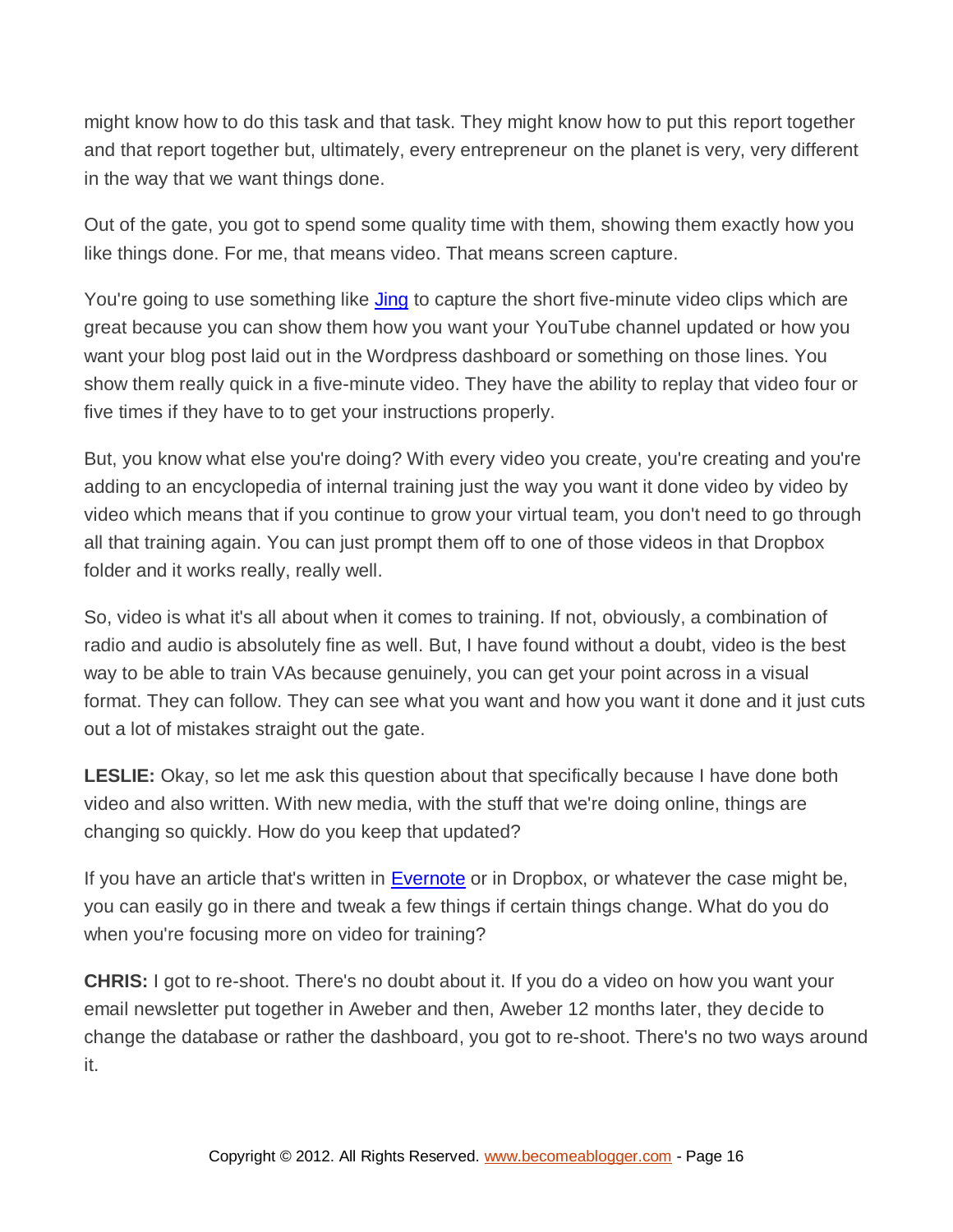might know how to do this task and that task. They might know how to put this report together and that report together but, ultimately, every entrepreneur on the planet is very, very different in the way that we want things done.

Out of the gate, you got to spend some quality time with them, showing them exactly how you like things done. For me, that means video. That means screen capture.

You're going to use something like [Jing](#) to capture the short five-minute video clips which are great because you can show them how you want your YouTube channel updated or how you want your blog post laid out in the Wordpress dashboard or something on those lines. You show them really quick in a five-minute video. They have the ability to replay that video four or five times if they have to to get your instructions properly.

But, you know what else you're doing? With every video you create, you're creating and you're adding to an encyclopedia of internal training just the way you want it done video by video by video which means that if you continue to grow your virtual team, you don't need to go through all that training again. You can just prompt them off to one of those videos in that Dropbox folder and it works really, really well.

So, video is what it's all about when it comes to training. If not, obviously, a combination of radio and audio is absolutely fine as well. But, I have found without a doubt, video is the best way to be able to train VAs because genuinely, you can get your point across in a visual format. They can follow. They can see what you want and how you want it done and it just cuts out a lot of mistakes straight out the gate.

**LESLIE:** Okay, so let me ask this question about that specifically because I have done both video and also written. With new media, with the stuff that we're doing online, things are changing so quickly. How do you keep that updated?

If you have an article that's written in [Evernote](#) or in Dropbox, or whatever the case might be, you can easily go in there and tweak a few things if certain things change. What do you do when you're focusing more on video for training?

**CHRIS:** I got to re-shoot. There's no doubt about it. If you do a video on how you want your email newsletter put together in Aweber and then, Aweber 12 months later, they decide to change the database or rather the dashboard, you got to re-shoot. There's no two ways around it.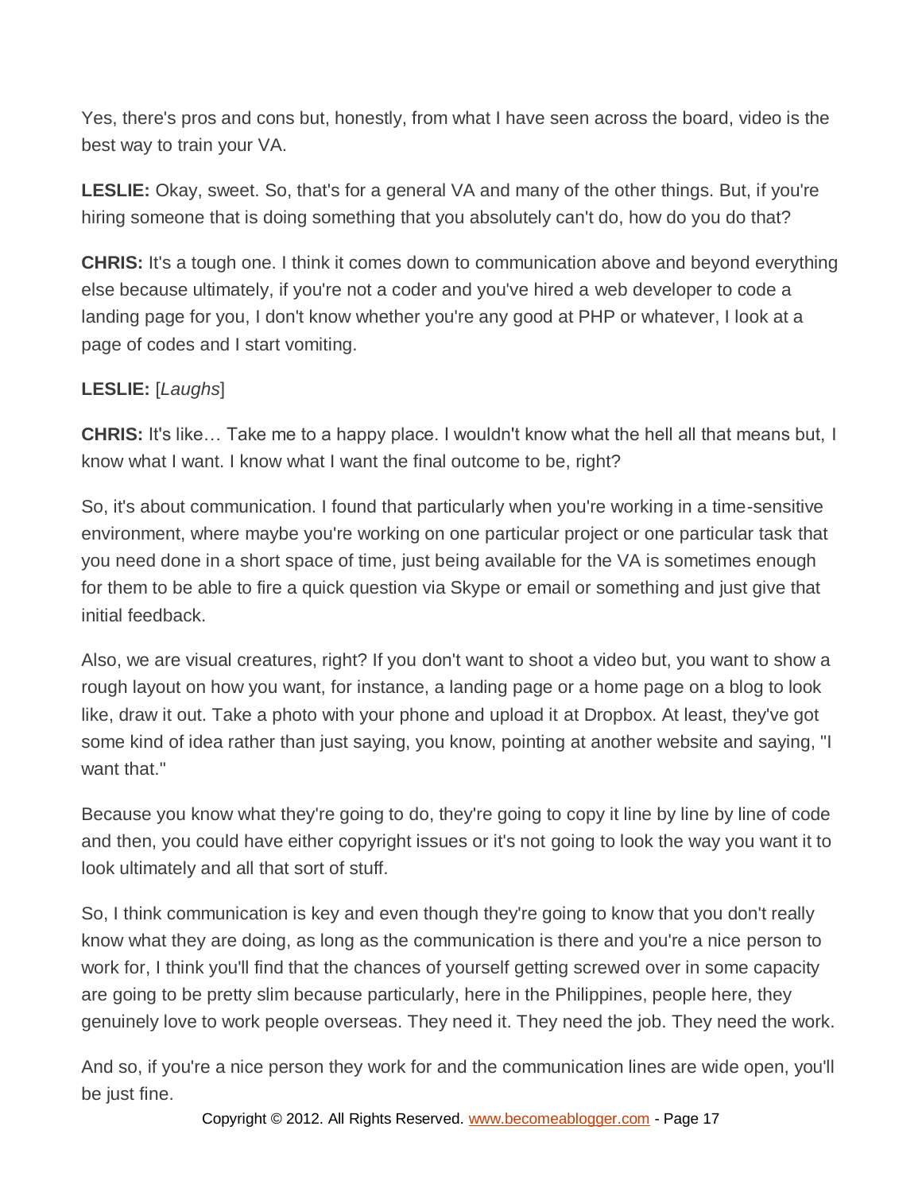Yes, there's pros and cons but, honestly, from what I have seen across the board, video is the best way to train your VA.

**LESLIE:** Okay, sweet. So, that's for a general VA and many of the other things. But, if you're hiring someone that is doing something that you absolutely can't do, how do you do that?

**CHRIS:** It's a tough one. I think it comes down to communication above and beyond everything else because ultimately, if you're not a coder and you've hired a web developer to code a landing page for you, I don't know whether you're any good at PHP or whatever, I look at a page of codes and I start vomiting.

**LESLIE:** [*Laughs*]

**CHRIS:** It's like… Take me to a happy place. I wouldn't know what the hell all that means but, I know what I want. I know what I want the final outcome to be, right?

So, it's about communication. I found that particularly when you're working in a time-sensitive environment, where maybe you're working on one particular project or one particular task that you need done in a short space of time, just being available for the VA is sometimes enough for them to be able to fire a quick question via Skype or email or something and just give that initial feedback.

Also, we are visual creatures, right? If you don't want to shoot a video but, you want to show a rough layout on how you want, for instance, a landing page or a home page on a blog to look like, draw it out. Take a photo with your phone and upload it at Dropbox. At least, they've got some kind of idea rather than just saying, you know, pointing at another website and saying, "I want that."

Because you know what they're going to do, they're going to copy it line by line by line of code and then, you could have either copyright issues or it's not going to look the way you want it to look ultimately and all that sort of stuff.

So, I think communication is key and even though they're going to know that you don't really know what they are doing, as long as the communication is there and you're a nice person to work for, I think you'll find that the chances of yourself getting screwed over in some capacity are going to be pretty slim because particularly, here in the Philippines, people here, they genuinely love to work people overseas. They need it. They need the job. They need the work.

And so, if you're a nice person they work for and the communication lines are wide open, you'll be just fine.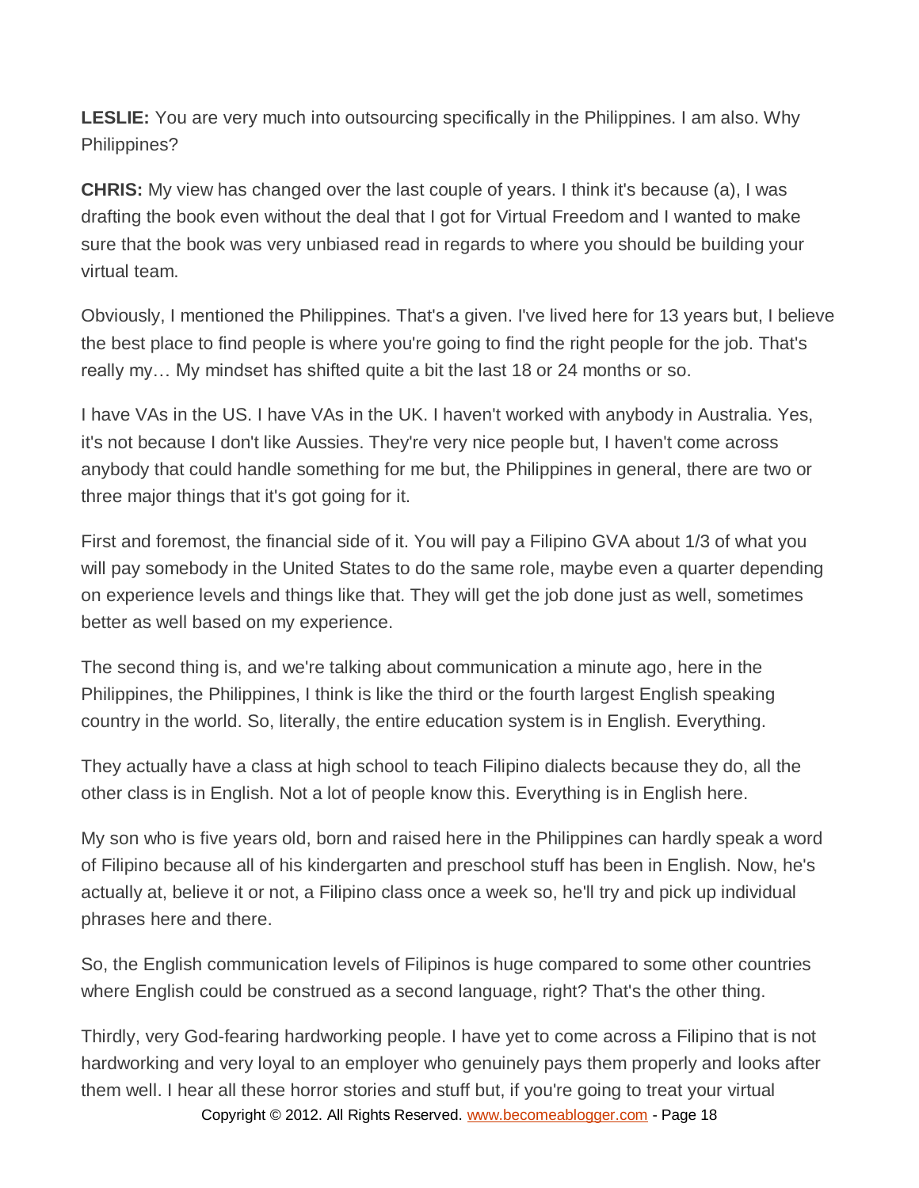**LESLIE:** You are very much into outsourcing specifically in the Philippines. I am also. Why Philippines?

**CHRIS:** My view has changed over the last couple of years. I think it's because (a), I was drafting the book even without the deal that I got for Virtual Freedom and I wanted to make sure that the book was very unbiased read in regards to where you should be building your virtual team.

Obviously, I mentioned the Philippines. That's a given. I've lived here for 13 years but, I believe the best place to find people is where you're going to find the right people for the job. That's really my… My mindset has shifted quite a bit the last 18 or 24 months or so.

I have VAs in the US. I have VAs in the UK. I haven't worked with anybody in Australia. Yes, it's not because I don't like Aussies. They're very nice people but, I haven't come across anybody that could handle something for me but, the Philippines in general, there are two or three major things that it's got going for it.

First and foremost, the financial side of it. You will pay a Filipino GVA about 1/3 of what you will pay somebody in the United States to do the same role, maybe even a quarter depending on experience levels and things like that. They will get the job done just as well, sometimes better as well based on my experience.

The second thing is, and we're talking about communication a minute ago, here in the Philippines, the Philippines, I think is like the third or the fourth largest English speaking country in the world. So, literally, the entire education system is in English. Everything.

They actually have a class at high school to teach Filipino dialects because they do, all the other class is in English. Not a lot of people know this. Everything is in English here.

My son who is five years old, born and raised here in the Philippines can hardly speak a word of Filipino because all of his kindergarten and preschool stuff has been in English. Now, he's actually at, believe it or not, a Filipino class once a week so, he'll try and pick up individual phrases here and there.

So, the English communication levels of Filipinos is huge compared to some other countries where English could be construed as a second language, right? That's the other thing.

Thirdly, very God-fearing hardworking people. I have yet to come across a Filipino that is not hardworking and very loyal to an employer who genuinely pays them properly and looks after them well. I hear all these horror stories and stuff but, if you're going to treat your virtual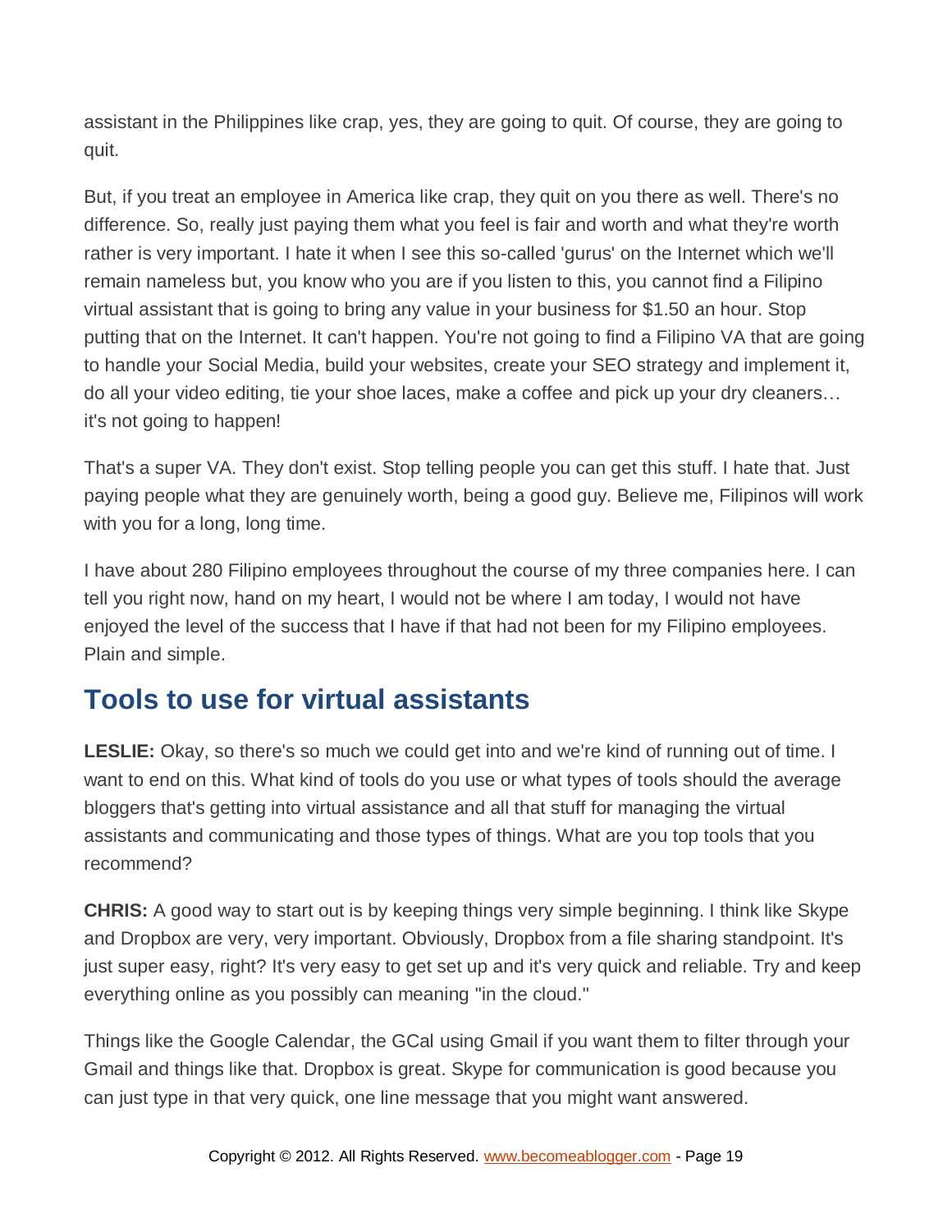assistant in the Philippines like crap, yes, they are going to quit. Of course, they are going to quit.

But, if you treat an employee in America like crap, they quit on you there as well. There's no difference. So, really just paying them what you feel is fair and worth and what they're worth rather is very important. I hate it when I see this so-called 'gurus' on the Internet which we'll remain nameless but, you know who you are if you listen to this, you cannot find a Filipino virtual assistant that is going to bring any value in your business for $1.50 an hour. Stop putting that on the Internet. It can't happen. You're not going to find a Filipino VA that are going to handle your Social Media, build your websites, create your SEO strategy and implement it, do all your video editing, tie your shoe laces, make a coffee and pick up your dry cleaners… it's not going to happen!

That's a super VA. They don't exist. Stop telling people you can get this stuff. I hate that. Just paying people what they are genuinely worth, being a good guy. Believe me, Filipinos will work with you for a long, long time.

I have about 280 Filipino employees throughout the course of my three companies here. I can tell you right now, hand on my heart, I would not be where I am today, I would not have enjoyed the level of the success that I have if that had not been for my Filipino employees. Plain and simple.

## Tools to use for virtual assistants

**LESLIE:** Okay, so there's so much we could get into and we're kind of running out of time. I want to end on this. What kind of tools do you use or what types of tools should the average bloggers that's getting into virtual assistance and all that stuff for managing the virtual assistants and communicating and those types of things. What are you top tools that you recommend?

**CHRIS:** A good way to start out is by keeping things very simple beginning. I think like Skype and Dropbox are very, very important. Obviously, Dropbox from a file sharing standpoint. It's just super easy, right? It's very easy to get set up and it's very quick and reliable. Try and keep everything online as you possibly can meaning "in the cloud."

Things like the Google Calendar, the GCal using Gmail if you want them to filter through your Gmail and things like that. Dropbox is great. Skype for communication is good because you can just type in that very quick, one line message that you might want answered.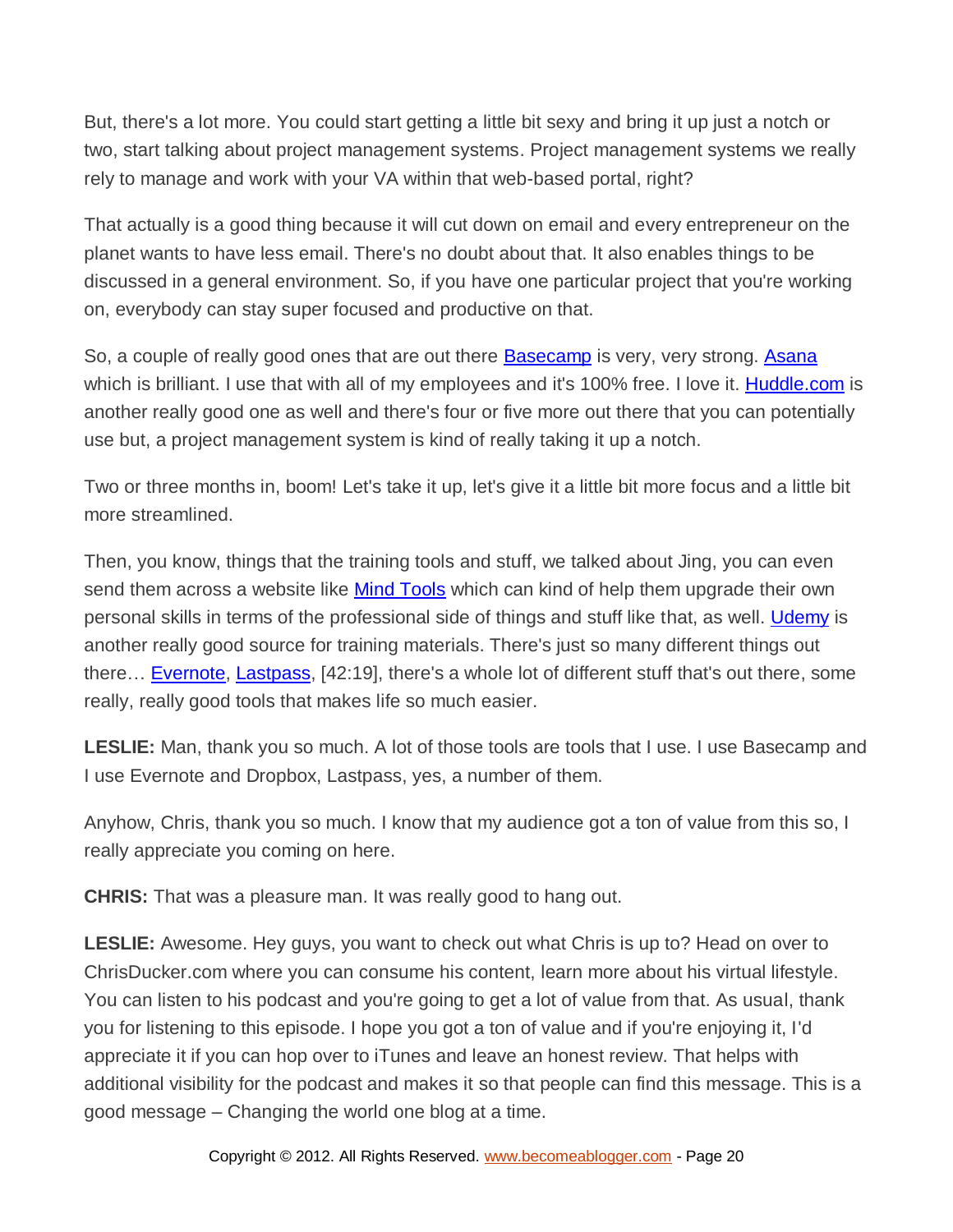But, there's a lot more. You could start getting a little bit sexy and bring it up just a notch or two, start talking about project management systems. Project management systems we really rely to manage and work with your VA within that web-based portal, right?

That actually is a good thing because it will cut down on email and every entrepreneur on the planet wants to have less email. There's no doubt about that. It also enables things to be discussed in a general environment. So, if you have one particular project that you're working on, everybody can stay super focused and productive on that.

So, a couple of really good ones that are out there Basecamp is very, very strong. Asana which is brilliant. I use that with all of my employees and it's 100% free. I love it. Huddle.com is another really good one as well and there's four or five more out there that you can potentially use but, a project management system is kind of really taking it up a notch.

Two or three months in, boom! Let's take it up, let's give it a little bit more focus and a little bit more streamlined.

Then, you know, things that the training tools and stuff, we talked about Jing, you can even send them across a website like Mind Tools which can kind of help them upgrade their own personal skills in terms of the professional side of things and stuff like that, as well. Udemy is another really good source for training materials. There's just so many different things out there… Evernote, Lastpass, [42:19], there's a whole lot of different stuff that's out there, some really, really good tools that makes life so much easier.

**LESLIE:** Man, thank you so much. A lot of those tools are tools that I use. I use Basecamp and I use Evernote and Dropbox, Lastpass, yes, a number of them.

Anyhow, Chris, thank you so much. I know that my audience got a ton of value from this so, I really appreciate you coming on here.

**CHRIS:** That was a pleasure man. It was really good to hang out.

**LESLIE:** Awesome. Hey guys, you want to check out what Chris is up to? Head on over to ChrisDucker.com where you can consume his content, learn more about his virtual lifestyle. You can listen to his podcast and you're going to get a lot of value from that. As usual, thank you for listening to this episode. I hope you got a ton of value and if you're enjoying it, I'd appreciate it if you can hop over to iTunes and leave an honest review. That helps with additional visibility for the podcast and makes it so that people can find this message. This is a good message – Changing the world one blog at a time.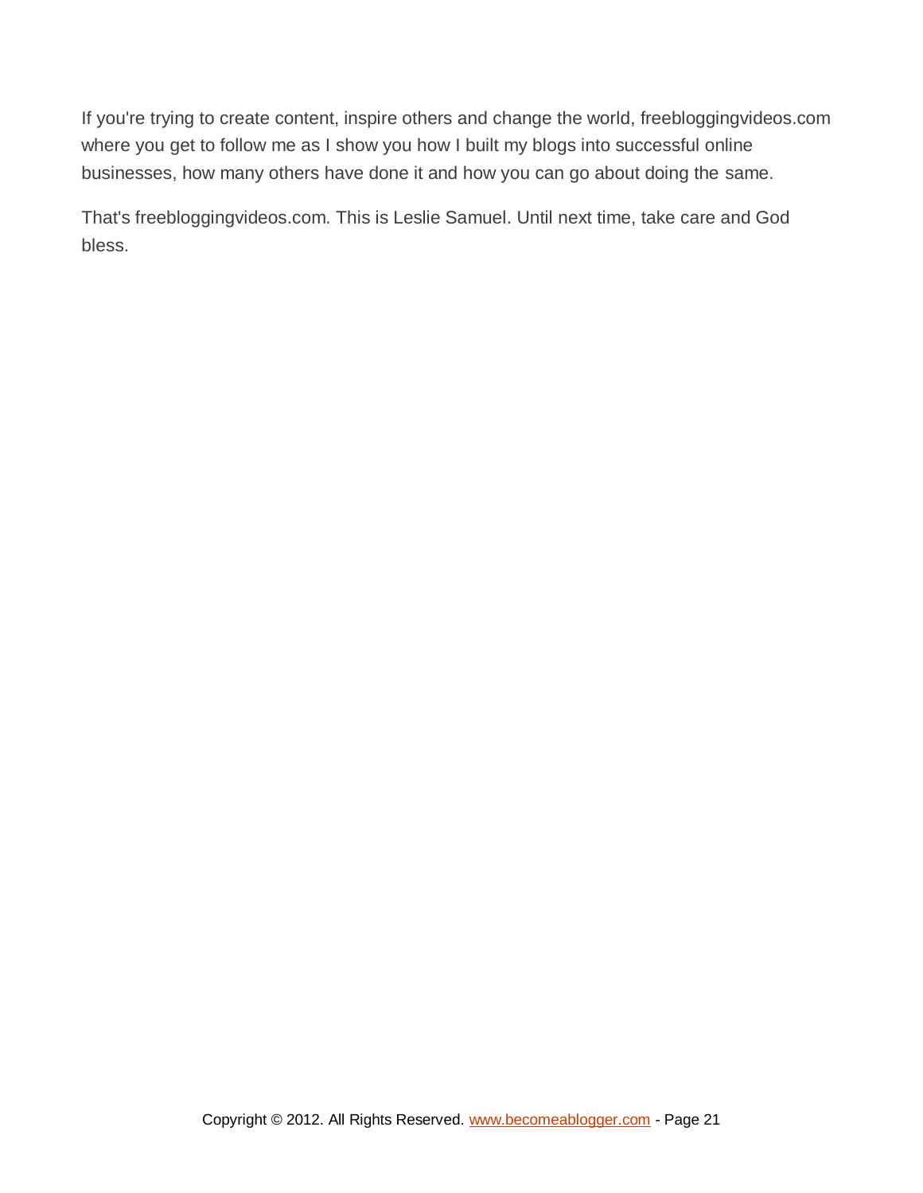If you're trying to create content, inspire others and change the world, freebloggingvideos.com where you get to follow me as I show you how I built my blogs into successful online businesses, how many others have done it and how you can go about doing the same.

That's freebloggingvideos.com. This is Leslie Samuel. Until next time, take care and God bless.